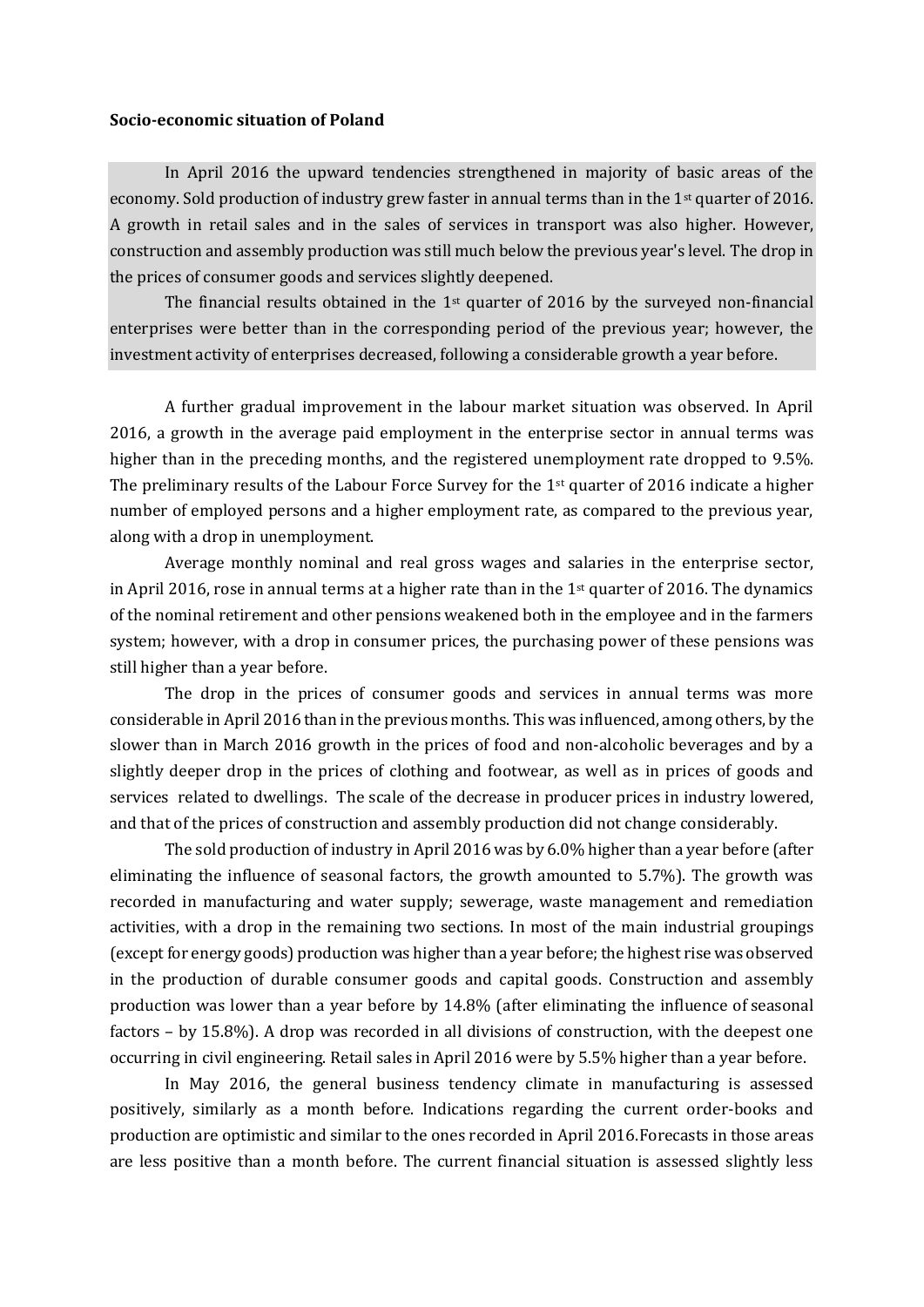**Socio-economic situation of Poland**

In April 2016 the upward tendencies strengthened in majority of basic areas of the economy. Sold production of industry grew faster in annual terms than in the 1st quarter of 2016. A growth in retail sales and in the sales of services in transport was also higher. However, construction and assembly production was still much below the previous year's level. The drop in the prices of consumer goods and services slightly deepened.

The financial results obtained in the 1st quarter of 2016 by the surveyed non-financial enterprises were better than in the corresponding period of the previous year; however, the investment activity of enterprises decreased, following a considerable growth a year before.

A further gradual improvement in the labour market situation was observed. In April 2016, a growth in the average paid employment in the enterprise sector in annual terms was higher than in the preceding months, and the registered unemployment rate dropped to 9.5%. The preliminary results of the Labour Force Survey for the 1st quarter of 2016 indicate a higher number of employed persons and a higher employment rate, as compared to the previous year, along with a drop in unemployment.

Average monthly nominal and real gross wages and salaries in the enterprise sector, in April 2016, rose in annual terms at a higher rate than in the 1st quarter of 2016. The dynamics of the nominal retirement and other pensions weakened both in the employee and in the farmers system; however, with a drop in consumer prices, the purchasing power of these pensions was still higher than a year before.

The drop in the prices of consumer goods and services in annual terms was more considerable in April 2016 than in the previous months. This was influenced, among others, by the slower than in March 2016 growth in the prices of food and non-alcoholic beverages and by a slightly deeper drop in the prices of clothing and footwear, as well as in prices of goods and services related to dwellings. The scale of the decrease in producer prices in industry lowered, and that of the prices of construction and assembly production did not change considerably.

The sold production of industry in April 2016 was by 6.0% higher than a year before (after eliminating the influence of seasonal factors, the growth amounted to 5.7%). The growth was recorded in manufacturing and water supply; sewerage, waste management and remediation activities, with a drop in the remaining two sections. In most of the main industrial groupings (except for energy goods) production was higher than a year before; the highest rise was observed in the production of durable consumer goods and capital goods. Construction and assembly production was lower than a year before by 14.8% (after eliminating the influence of seasonal factors – by 15.8%). A drop was recorded in all divisions of construction, with the deepest one occurring in civil engineering. Retail sales in April 2016 were by 5.5% higher than a year before.

In May 2016, the general business tendency climate in manufacturing is assessed positively, similarly as a month before. Indications regarding the current order-books and production are optimistic and similar to the ones recorded in April 2016.Forecasts in those areas are less positive than a month before. The current financial situation is assessed slightly less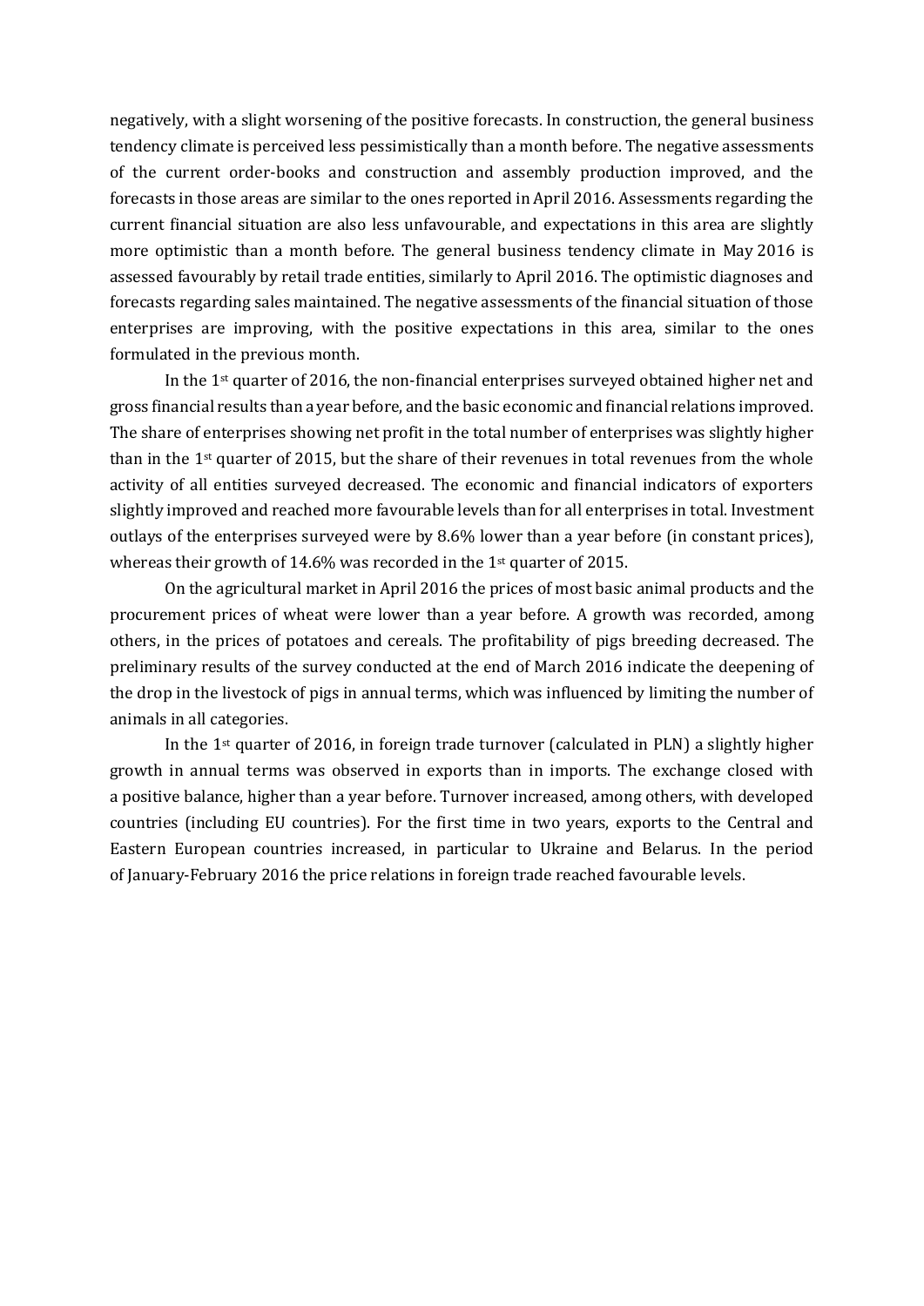negatively, with a slight worsening of the positive forecasts. In construction, the general business tendency climate is perceived less pessimistically than a month before. The negative assessments of the current order-books and construction and assembly production improved, and the forecasts in those areas are similar to the ones reported in April 2016. Assessments regarding the current financial situation are also less unfavourable, and expectations in this area are slightly more optimistic than a month before. The general business tendency climate in May 2016 is assessed favourably by retail trade entities, similarly to April 2016. The optimistic diagnoses and forecasts regarding sales maintained. The negative assessments of the financial situation of those enterprises are improving, with the positive expectations in this area, similar to the ones formulated in the previous month.

In the 1st quarter of 2016, the non-financial enterprises surveyed obtained higher net and gross financial results than a year before, and the basic economic and financial relations improved. The share of enterprises showing net profit in the total number of enterprises was slightly higher than in the 1st quarter of 2015, but the share of their revenues in total revenues from the whole activity of all entities surveyed decreased. The economic and financial indicators of exporters slightly improved and reached more favourable levels than for all enterprises in total. Investment outlays of the enterprises surveyed were by 8.6% lower than a year before (in constant prices), whereas their growth of 14.6% was recorded in the 1st quarter of 2015.

On the agricultural market in April 2016 the prices of most basic animal products and the procurement prices of wheat were lower than a year before. A growth was recorded, among others, in the prices of potatoes and cereals. The profitability of pigs breeding decreased. The preliminary results of the survey conducted at the end of March 2016 indicate the deepening of the drop in the livestock of pigs in annual terms, which was influenced by limiting the number of animals in all categories.

In the 1st quarter of 2016, in foreign trade turnover (calculated in PLN) a slightly higher growth in annual terms was observed in exports than in imports. The exchange closed with a positive balance, higher than a year before. Turnover increased, among others, with developed countries (including EU countries). For the first time in two years, exports to the Central and Eastern European countries increased, in particular to Ukraine and Belarus. In the period of January-February 2016 the price relations in foreign trade reached favourable levels.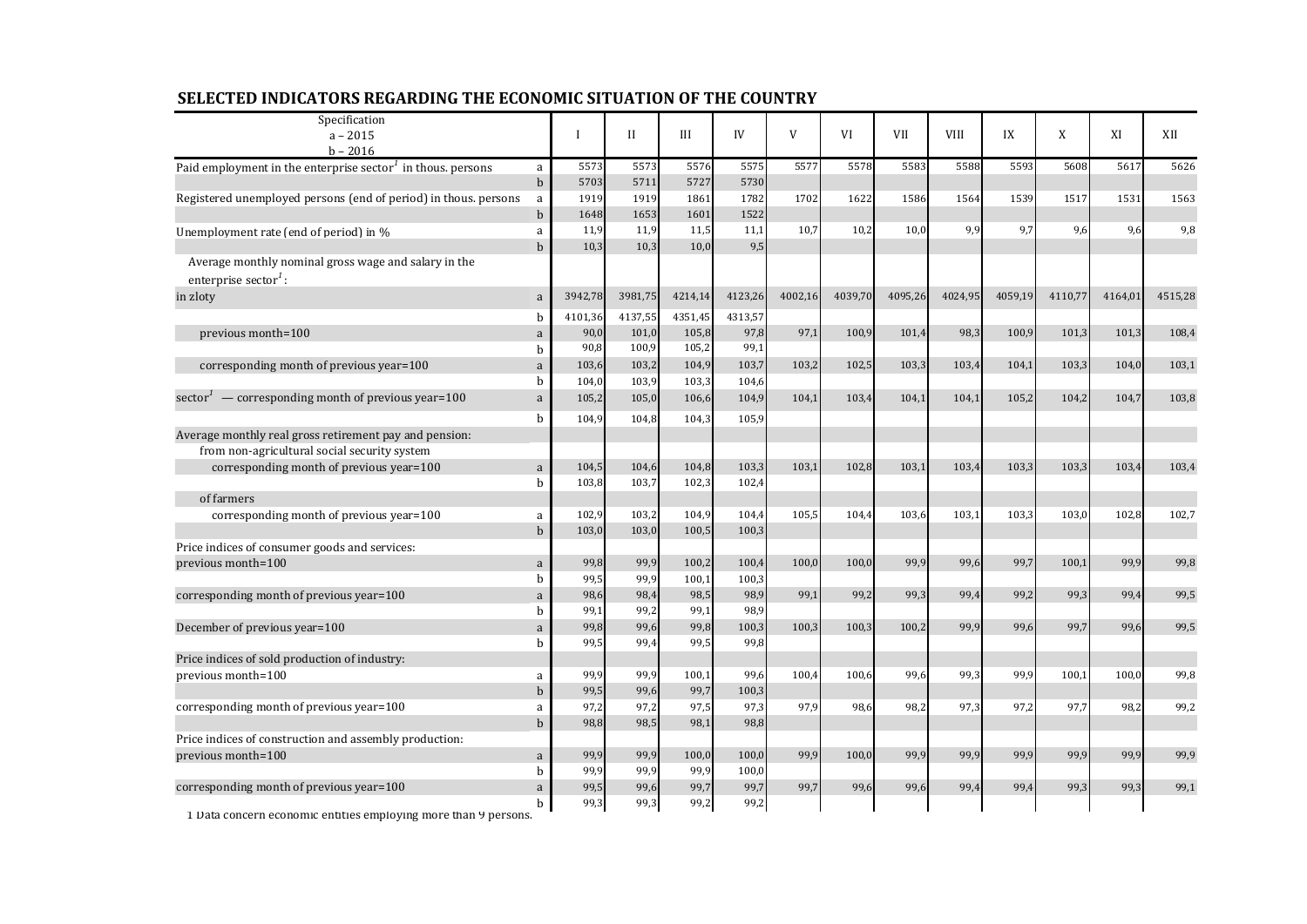## SELECTED INDICATORS REGARDING THE ECONOMIC SITUATION OF THE COUNTRY

| Specification a – 2015 b – 2016 | | I | II | III | IV | V | VI | VII | VIII | IX | X | XI | XII |
|---|---|---|---|---|---|---|---|---|---|---|---|---|---|
| Paid employment in the enterprise sector[1] in thous. persons | a | 5573 | 5573 | 5576 | 5575 | 5577 | 5578 | 5583 | 5588 | 5593 | 5608 | 5617 | 5626 |
| | b | 5703 | 5711 | 5727 | 5730 | | | | | | | | |
| Registered unemployed persons (end of period) in thous. persons | a | 1919 | 1919 | 1861 | 1782 | 1702 | 1622 | 1586 | 1564 | 1539 | 1517 | 1531 | 1563 |
| | b | 1648 | 1653 | 1601 | 1522 | | | | | | | | |
| Unemployment rate (end of period) in % | a | 11,9 | 11,9 | 11,5 | 11,1 | 10,7 | 10,2 | 10,0 | 9,9 | 9,7 | 9,6 | 9,6 | 9,8 |
| | b | 10,3 | 10,3 | 10,0 | 9,5 | | | | | | | | |
| Average monthly nominal gross wage and salary in the enterprise sector[1]: | | | | | | | | | | | | | |
| in zloty | a | 3942,78 | 3981,75 | 4214,14 | 4123,26 | 4002,16 | 4039,70 | 4095,26 | 4024,95 | 4059,19 | 4110,77 | 4164,01 | 4515,28 |
| | b | 4101,36 | 4137,55 | 4351,45 | 4313,57 | | | | | | | | |
| previous month=100 | a | 90,0 | 101,0 | 105,8 | 97,8 | 97,1 | 100,9 | 101,4 | 98,3 | 100,9 | 101,3 | 101,3 | 108,4 |
| | b | 90,8 | 100,9 | 105,2 | 99,1 | | | | | | | | |
| corresponding month of previous year=100 | a | 103,6 | 103,2 | 104,9 | 103,7 | 103,2 | 102,5 | 103,3 | 103,4 | 104,1 | 103,3 | 104,0 | 103,1 |
| | b | 104,0 | 103,9 | 103,3 | 104,6 | | | | | | | | |
| sector[1] — corresponding month of previous year=100 | a | 105,2 | 105,0 | 106,6 | 104,9 | 104,1 | 103,4 | 104,1 | 104,1 | 105,2 | 104,2 | 104,7 | 103,8 |
| | b | 104,9 | 104,8 | 104,3 | 105,9 | | | | | | | | |
| Average monthly real gross retirement pay and pension: | | | | | | | | | | | | | |
| from non-agricultural social security system | | | | | | | | | | | | | |
| corresponding month of previous year=100 | a | 104,5 | 104,6 | 104,8 | 103,3 | 103,1 | 102,8 | 103,1 | 103,4 | 103,3 | 103,3 | 103,4 | 103,4 |
| | b | 103,8 | 103,7 | 102,3 | 102,4 | | | | | | | | |
| of farmers | | | | | | | | | | | | | |
| corresponding month of previous year=100 | a | 102,9 | 103,2 | 104,9 | 104,4 | 105,5 | 104,4 | 103,6 | 103,1 | 103,3 | 103,0 | 102,8 | 102,7 |
| | b | 103,0 | 103,0 | 100,5 | 100,3 | | | | | | | | |
| Price indices of consumer goods and services: | | | | | | | | | | | | | |
| previous month=100 | a | 99,8 | 99,9 | 100,2 | 100,4 | 100,0 | 100,0 | 99,9 | 99,6 | 99,7 | 100,1 | 99,9 | 99,8 |
| | b | 99,5 | 99,9 | 100,1 | 100,3 | | | | | | | | |
| corresponding month of previous year=100 | a | 98,6 | 98,4 | 98,5 | 98,9 | 99,1 | 99,2 | 99,3 | 99,4 | 99,2 | 99,3 | 99,4 | 99,5 |
| | b | 99,1 | 99,2 | 99,1 | 98,9 | | | | | | | | |
| December of previous year=100 | a | 99,8 | 99,6 | 99,8 | 100,3 | 100,3 | 100,3 | 100,2 | 99,9 | 99,6 | 99,7 | 99,6 | 99,5 |
| | b | 99,5 | 99,4 | 99,5 | 99,8 | | | | | | | | |
| Price indices of sold production of industry: | | | | | | | | | | | | | |
| previous month=100 | a | 99,9 | 99,9 | 100,1 | 99,6 | 100,4 | 100,6 | 99,6 | 99,3 | 99,9 | 100,1 | 100,0 | 99,8 |
| | b | 99,5 | 99,6 | 99,7 | 100,3 | | | | | | | | |
| corresponding month of previous year=100 | a | 97,2 | 97,2 | 97,5 | 97,3 | 97,9 | 98,6 | 98,2 | 97,3 | 97,2 | 97,7 | 98,2 | 99,2 |
| | b | 98,8 | 98,5 | 98,1 | 98,8 | | | | | | | | |
| Price indices of construction and assembly production: | | | | | | | | | | | | | |
| previous month=100 | a | 99,9 | 99,9 | 100,0 | 100,0 | 99,9 | 100,0 | 99,9 | 99,9 | 99,9 | 99,9 | 99,9 | 99,9 |
| | b | 99,9 | 99,9 | 99,9 | 100,0 | | | | | | | | |
| corresponding month of previous year=100 | a | 99,5 | 99,6 | 99,7 | 99,7 | 99,7 | 99,6 | 99,6 | 99,4 | 99,4 | 99,3 | 99,3 | 99,1 |
| | b | 99,3 | 99,3 | 99,2 | 99,2 | | | | | | | | |

1 Data concern economic entities employing more than 9 persons.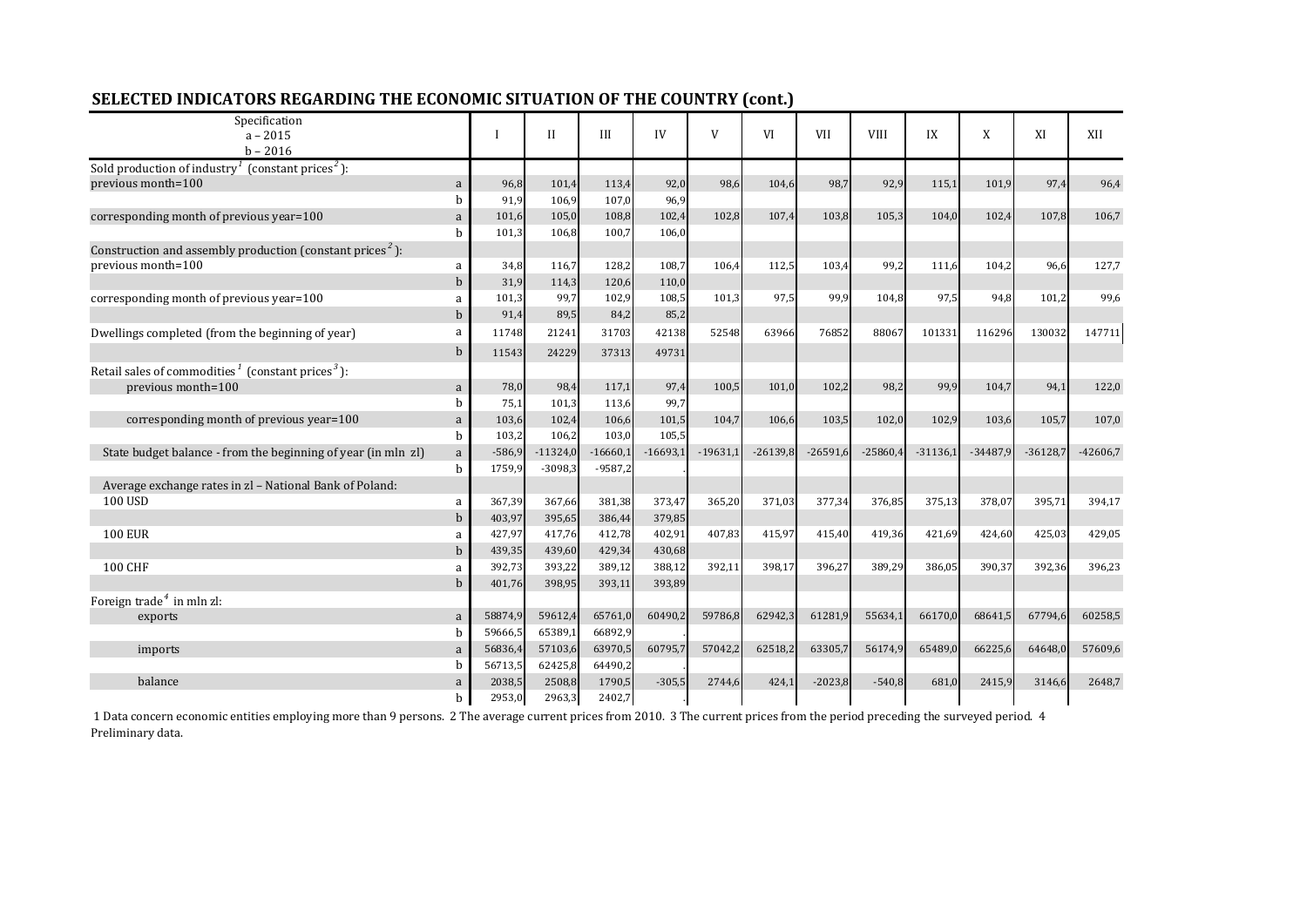## SELECTED INDICATORS REGARDING THE ECONOMIC SITUATION OF THE COUNTRY (cont.)

| Specification a – 2015 b – 2016 | | I | II | III | IV | V | VI | VII | VIII | IX | X | XI | XII |
|---|---|---|---|---|---|---|---|---|---|---|---|---|---|
| Sold production of industry[1] (constant prices[2]): | | | | | | | | | | | | | |
| previous month=100 | a | 96,8 | 101,4 | 113,4 | 92,0 | 98,6 | 104,6 | 98,7 | 92,9 | 115,1 | 101,9 | 97,4 | 96,4 |
| | b | 91,9 | 106,9 | 107,0 | 96,9 | | | | | | | | |
| corresponding month of previous year=100 | a | 101,6 | 105,0 | 108,8 | 102,4 | 102,8 | 107,4 | 103,8 | 105,3 | 104,0 | 102,4 | 107,8 | 106,7 |
| | b | 101,3 | 106,8 | 100,7 | 106,0 | | | | | | | | |
| Construction and assembly production (constant prices[2]): | | | | | | | | | | | | | |
| previous month=100 | a | 34,8 | 116,7 | 128,2 | 108,7 | 106,4 | 112,5 | 103,4 | 99,2 | 111,6 | 104,2 | 96,6 | 127,7 |
| | b | 31,9 | 114,3 | 120,6 | 110,0 | | | | | | | | |
| corresponding month of previous year=100 | a | 101,3 | 99,7 | 102,9 | 108,5 | 101,3 | 97,5 | 99,9 | 104,8 | 97,5 | 94,8 | 101,2 | 99,6 |
| | b | 91,4 | 89,5 | 84,2 | 85,2 | | | | | | | | |
| Dwellings completed (from the beginning of year) | a | 11748 | 21241 | 31703 | 42138 | 52548 | 63966 | 76852 | 88067 | 101331 | 116296 | 130032 | 147711 |
| | b | 11543 | 24229 | 37313 | 49731 | | | | | | | | |
| Retail sales of commodities[1] (constant prices[3]): | | | | | | | | | | | | | |
| previous month=100 | a | 78,0 | 98,4 | 117,1 | 97,4 | 100,5 | 101,0 | 102,2 | 98,2 | 99,9 | 104,7 | 94,1 | 122,0 |
| | b | 75,1 | 101,3 | 113,6 | 99,7 | | | | | | | | |
| corresponding month of previous year=100 | a | 103,6 | 102,4 | 106,6 | 101,5 | 104,7 | 106,6 | 103,5 | 102,0 | 102,9 | 103,6 | 105,7 | 107,0 |
| | b | 103,2 | 106,2 | 103,0 | 105,5 | | | | | | | | |
| State budget balance - from the beginning of year (in mln zl) | a | -586,9 | -11324,0 | -16660,1 | -16693,1 | -19631,1 | -26139,8 | -26591,6 | -25860,4 | -31136,1 | -34487,9 | -36128,7 | -42606,7 |
| | b | 1759,9 | -3098,3 | -9587,2 | . | | | | | | | | |
| Average exchange rates in zl – National Bank of Poland: | | | | | | | | | | | | | |
| 100 USD | a | 367,39 | 367,66 | 381,38 | 373,47 | 365,20 | 371,03 | 377,34 | 376,85 | 375,13 | 378,07 | 395,71 | 394,17 |
| | b | 403,97 | 395,65 | 386,44 | 379,85 | | | | | | | | |
| 100 EUR | a | 427,97 | 417,76 | 412,78 | 402,91 | 407,83 | 415,97 | 415,40 | 419,36 | 421,69 | 424,60 | 425,03 | 429,05 |
| | b | 439,35 | 439,60 | 429,34 | 430,68 | | | | | | | | |
| 100 CHF | a | 392,73 | 393,22 | 389,12 | 388,12 | 392,11 | 398,17 | 396,27 | 389,29 | 386,05 | 390,37 | 392,36 | 396,23 |
| | b | 401,76 | 398,95 | 393,11 | 393,89 | | | | | | | | |
| Foreign trade[4] in mln zl: | | | | | | | | | | | | | |
| exports | a | 58874,9 | 59612,4 | 65761,0 | 60490,2 | 59786,8 | 62942,3 | 61281,9 | 55634,1 | 66170,0 | 68641,5 | 67794,6 | 60258,5 |
| | b | 59666,5 | 65389,1 | 66892,9 | . | | | | | | | | |
| imports | a | 56836,4 | 57103,6 | 63970,5 | 60795,7 | 57042,2 | 62518,2 | 63305,7 | 56174,9 | 65489,0 | 66225,6 | 64648,0 | 57609,6 |
| | b | 56713,5 | 62425,8 | 64490,2 | . | | | | | | | | |
| balance | a | 2038,5 | 2508,8 | 1790,5 | -305,5 | 2744,6 | 424,1 | -2023,8 | -540,8 | 681,0 | 2415,9 | 3146,6 | 2648,7 |
| | b | 2953,0 | 2963,3 | 2402,7 | . | | | | | | | | |

1 Data concern economic entities employing more than 9 persons. 2 The average current prices from 2010. 3 The current prices from the period preceding the surveyed period. 4 Preliminary data.